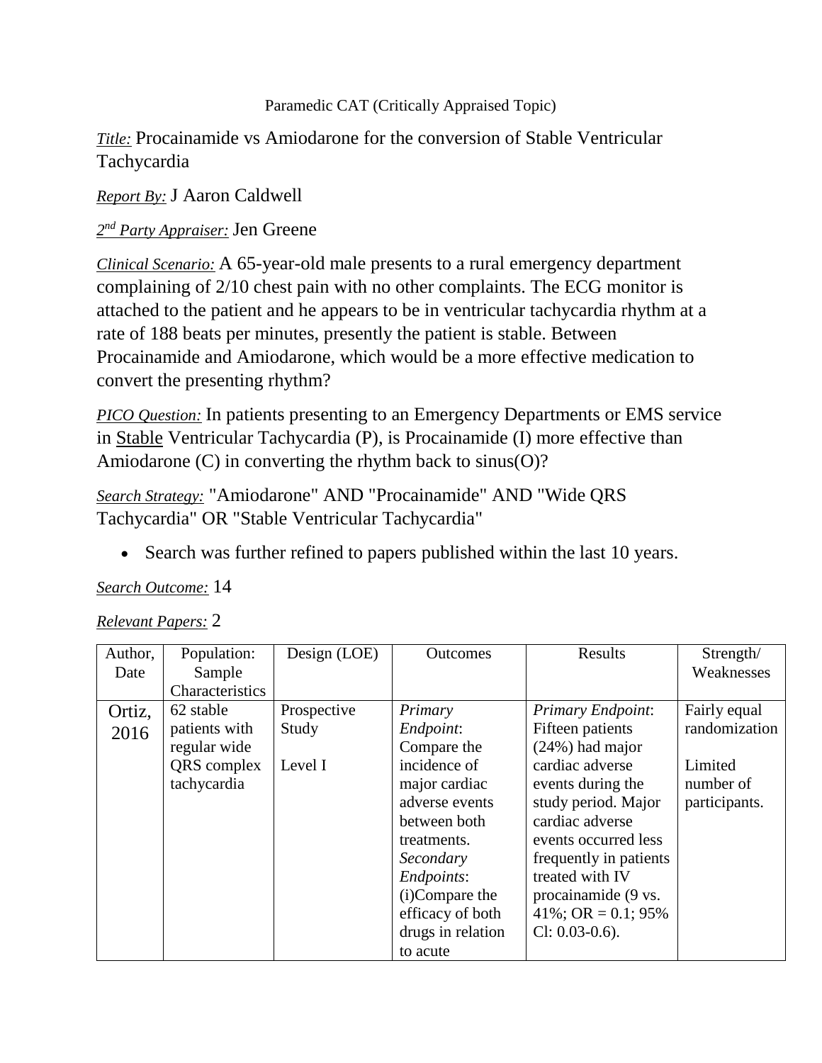Paramedic CAT (Critically Appraised Topic)

*Title:* Procainamide vs Amiodarone for the conversion of Stable Ventricular Tachycardia

*Report By:* J Aaron Caldwell

*2nd Party Appraiser:* Jen Greene

*Clinical Scenario:* A 65-year-old male presents to a rural emergency department complaining of 2/10 chest pain with no other complaints. The ECG monitor is attached to the patient and he appears to be in ventricular tachycardia rhythm at a rate of 188 beats per minutes, presently the patient is stable. Between Procainamide and Amiodarone, which would be a more effective medication to convert the presenting rhythm?

*PICO Question:* In patients presenting to an Emergency Departments or EMS service in Stable Ventricular Tachycardia (P), is Procainamide (I) more effective than Amiodarone (C) in converting the rhythm back to sinus(O)?

*Search Strategy:* "Amiodarone" AND "Procainamide" AND "Wide QRS Tachycardia" OR "Stable Ventricular Tachycardia"

- Search was further refined to papers published within the last 10 years.

*Search Outcome:* 14

*Relevant Papers:* 2

| Author, Date | Population: Sample Characteristics | Design (LOE) | Outcomes | Results | Strength/ Weaknesses |
|---|---|---|---|---|---|
| Ortiz, 2016 | 62 stable patients with regular wide QRS complex tachycardia | Prospective Study<br><br>Level I | *Primary Endpoint*: Compare the incidence of major cardiac adverse events between both treatments. *Secondary Endpoints*: (i)Compare the efficacy of both drugs in relation to acute | *Primary Endpoint*: Fifteen patients (24%) had major cardiac adverse events during the study period. Major cardiac adverse events occurred less frequently in patients treated with IV procainamide (9 vs. 41%; OR = 0.1; 95% Cl: 0.03-0.6). | Fairly equal randomization<br><br>Limited number of participants. |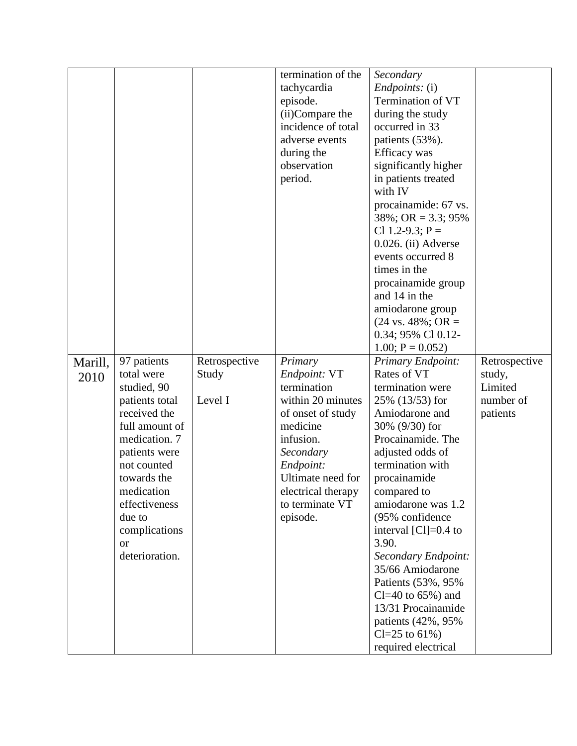| | | | | | |
|---|---|---|---|---|---|
| | | | termination of the tachycardia episode. (ii)Compare the incidence of total adverse events during the observation period. | *Secondary Endpoints:* (i) Termination of VT during the study occurred in 33 patients (53%). Efficacy was significantly higher in patients treated with IV procainamide: 67 vs. 38%; OR = 3.3; 95% Cl 1.2-9.3; P = 0.026. (ii) Adverse events occurred 8 times in the procainamide group and 14 in the amiodarone group (24 vs. 48%; OR = 0.34; 95% Cl 0.12-1.00; P = 0.052) | |
| Marill, 2010 | 97 patients total were studied, 90 patients total received the full amount of medication. 7 patients were not counted towards the medication effectiveness due to complications or deterioration. | Retrospective Study<br><br>Level I | *Primary Endpoint:* VT termination within 20 minutes of onset of study medicine infusion.<br>*Secondary Endpoint:* Ultimate need for electrical therapy to terminate VT episode. | *Primary Endpoint:* Rates of VT termination were 25% (13/53) for Amiodarone and 30% (9/30) for Procainamide. The adjusted odds of termination with procainamide compared to amiodarone was 1.2 (95% confidence interval [Cl]=0.4 to 3.90.<br>*Secondary Endpoint:* 35/66 Amiodarone Patients (53%, 95% Cl=40 to 65%) and 13/31 Procainamide patients (42%, 95% Cl=25 to 61%) required electrical | Retrospective study, Limited number of patients |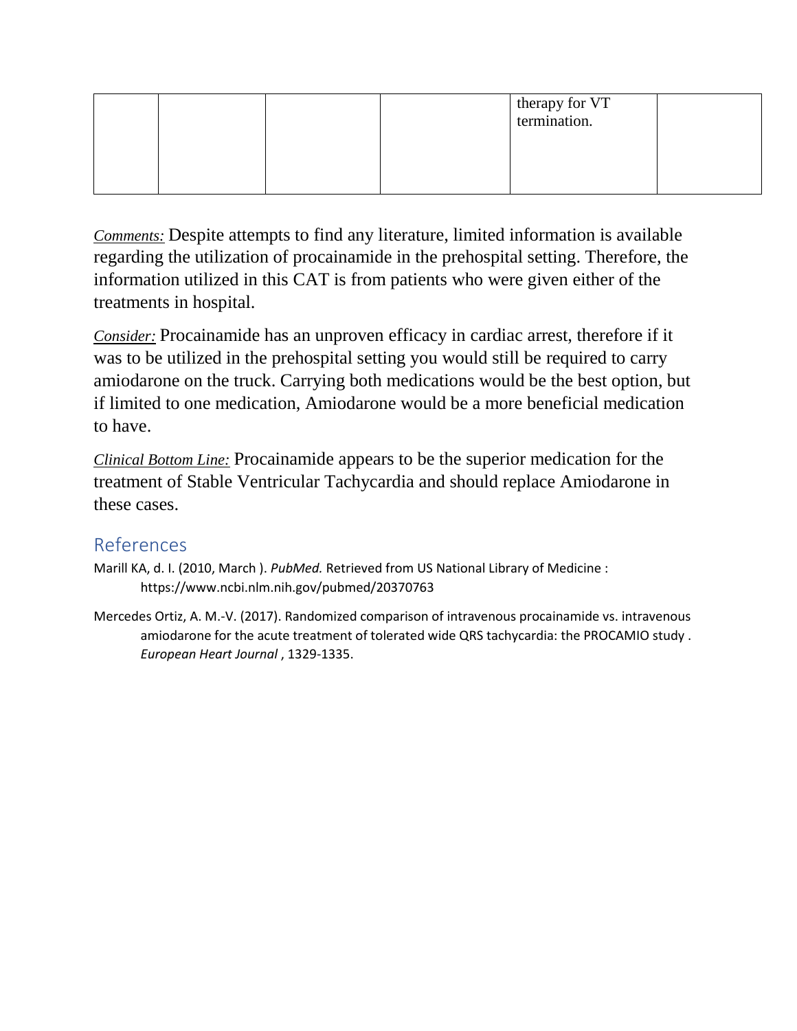| | | | | | |
|---|---|---|---|---|---|
| | | | | therapy for VT termination. | |

*Comments:* Despite attempts to find any literature, limited information is available regarding the utilization of procainamide in the prehospital setting. Therefore, the information utilized in this CAT is from patients who were given either of the treatments in hospital.

*Consider:* Procainamide has an unproven efficacy in cardiac arrest, therefore if it was to be utilized in the prehospital setting you would still be required to carry amiodarone on the truck. Carrying both medications would be the best option, but if limited to one medication, Amiodarone would be a more beneficial medication to have.

*Clinical Bottom Line:* Procainamide appears to be the superior medication for the treatment of Stable Ventricular Tachycardia and should replace Amiodarone in these cases.

## References

Marill KA, d. I. (2010, March ). *PubMed.* Retrieved from US National Library of Medicine : https://www.ncbi.nlm.nih.gov/pubmed/20370763

Mercedes Ortiz, A. M.-V. (2017). Randomized comparison of intravenous procainamide vs. intravenous amiodarone for the acute treatment of tolerated wide QRS tachycardia: the PROCAMIO study . *European Heart Journal* , 1329-1335.